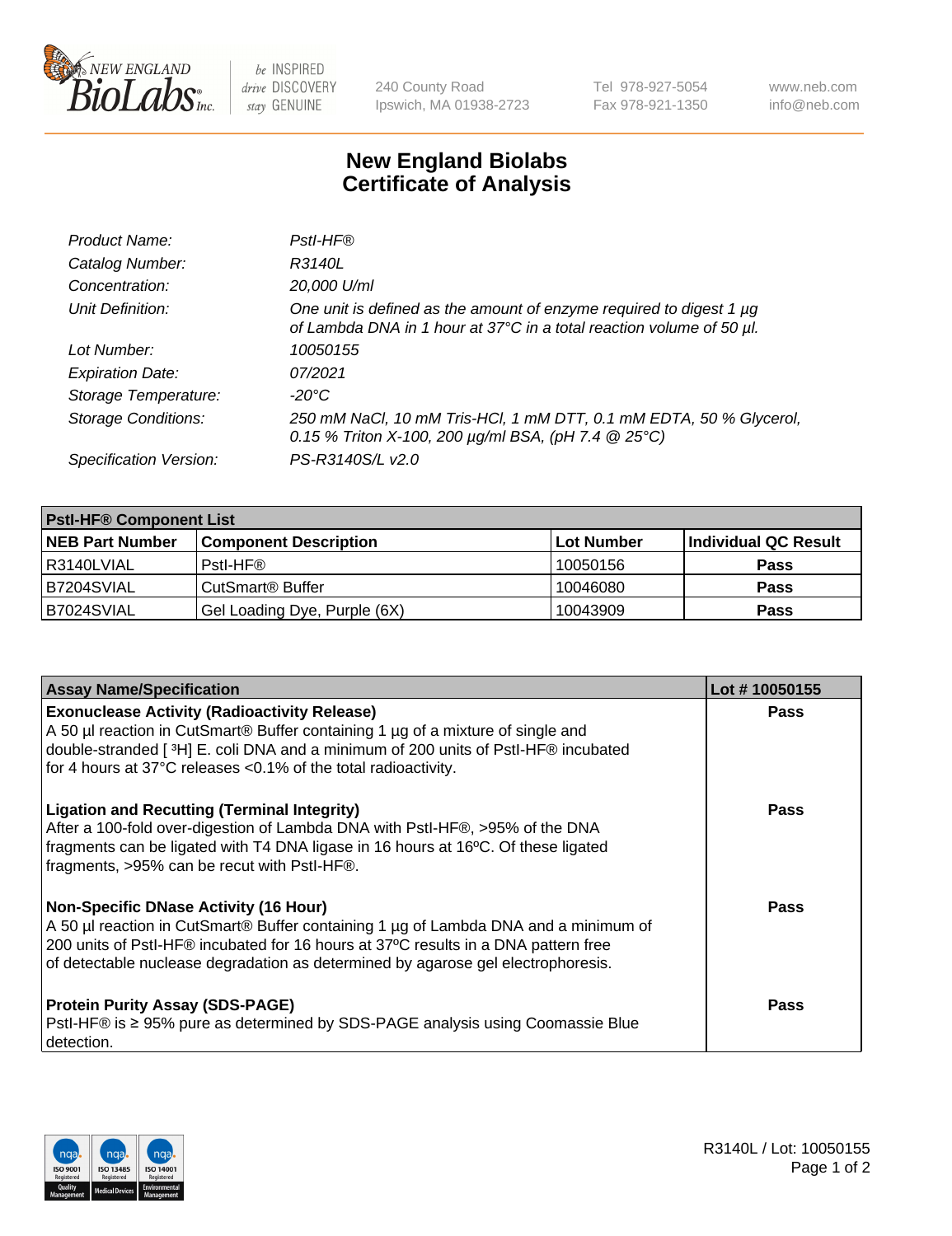NEW ENGLAND BioLabs Inc. — be INSPIRED drive DISCOVERY stay GENUINE

240 County Road
Ipswich, MA 01938-2723

Tel 978-927-5054
Fax 978-921-1350

www.neb.com
info@neb.com

# New England Biolabs Certificate of Analysis

| | |
|---|---|
| *Product Name:* | *PstI-HF®* |
| *Catalog Number:* | *R3140L* |
| *Concentration:* | *20,000 U/ml* |
| *Unit Definition:* | *One unit is defined as the amount of enzyme required to digest 1 µg of Lambda DNA in 1 hour at 37°C in a total reaction volume of 50 µl.* |
| *Lot Number:* | *10050155* |
| *Expiration Date:* | *07/2021* |
| *Storage Temperature:* | *-20°C* |
| *Storage Conditions:* | *250 mM NaCl, 10 mM Tris-HCl, 1 mM DTT, 0.1 mM EDTA, 50 % Glycerol, 0.15 % Triton X-100, 200 µg/ml BSA, (pH 7.4 @ 25°C)* |
| *Specification Version:* | *PS-R3140S/L v2.0* |

| **PstI-HF® Component List** | | | |
|---|---|---|---|
| **NEB Part Number** | **Component Description** | **Lot Number** | **Individual QC Result** |
| R3140LVIAL | PstI-HF® | 10050156 | **Pass** |
| B7204SVIAL | CutSmart® Buffer | 10046080 | **Pass** |
| B7024SVIAL | Gel Loading Dye, Purple (6X) | 10043909 | **Pass** |

| **Assay Name/Specification** | **Lot # 10050155** |
|---|---|
| **Exonuclease Activity (Radioactivity Release)**<br>A 50 µl reaction in CutSmart® Buffer containing 1 µg of a mixture of single and double-stranded [ $^3$H] E. coli DNA and a minimum of 200 units of PstI-HF® incubated for 4 hours at 37°C releases <0.1% of the total radioactivity. | **Pass** |
| **Ligation and Recutting (Terminal Integrity)**<br>After a 100-fold over-digestion of Lambda DNA with PstI-HF®, >95% of the DNA fragments can be ligated with T4 DNA ligase in 16 hours at 16ºC. Of these ligated fragments, >95% can be recut with PstI-HF®. | **Pass** |
| **Non-Specific DNase Activity (16 Hour)**<br>A 50 µl reaction in CutSmart® Buffer containing 1 µg of Lambda DNA and a minimum of 200 units of PstI-HF® incubated for 16 hours at 37ºC results in a DNA pattern free of detectable nuclease degradation as determined by agarose gel electrophoresis. | **Pass** |
| **Protein Purity Assay (SDS-PAGE)**<br>PstI-HF® is ≥ 95% pure as determined by SDS-PAGE analysis using Coomassie Blue detection. | **Pass** |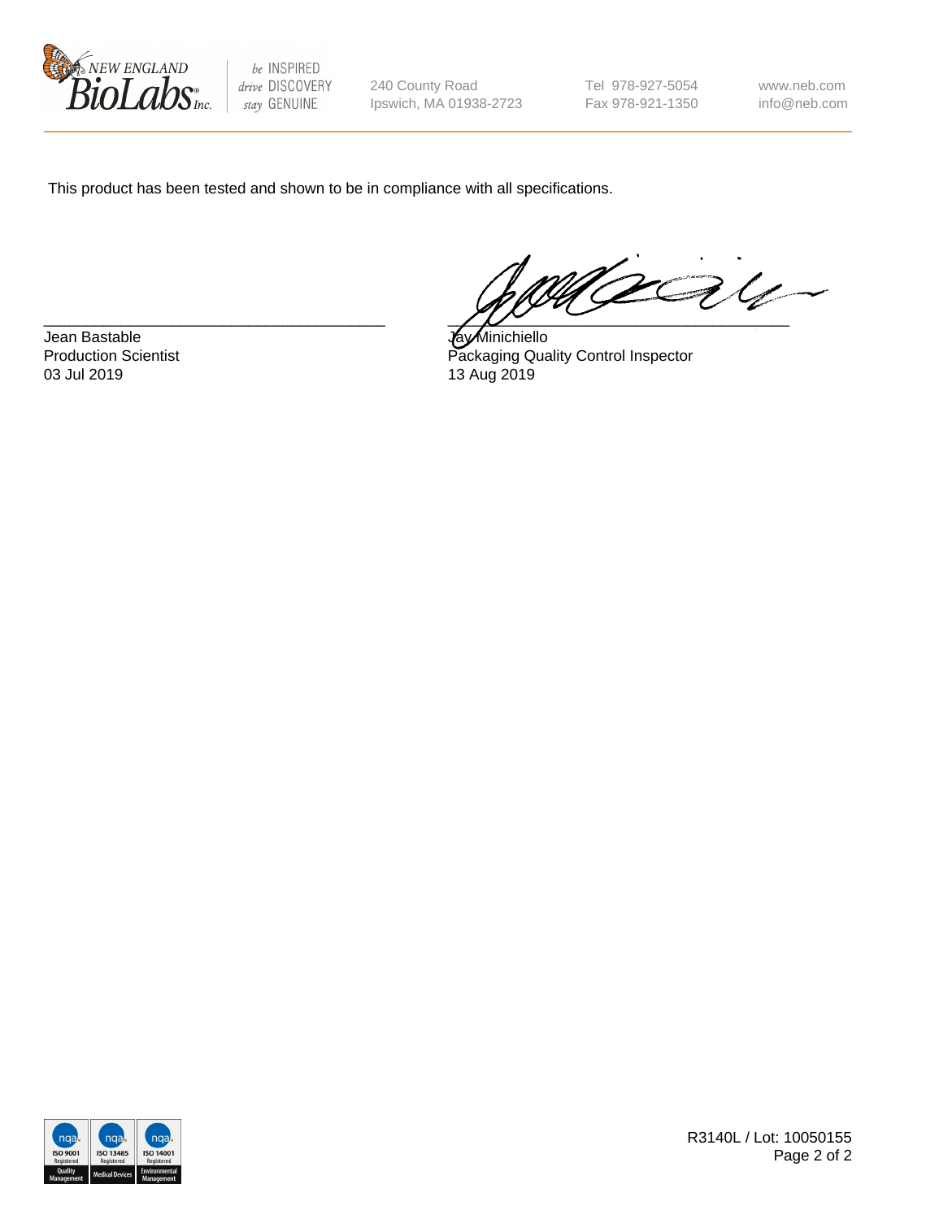This product has been tested and shown to be in compliance with all specifications.

Jean Bastable
Production Scientist
03 Jul 2019

Jay Minichiello
Packaging Quality Control Inspector
13 Aug 2019

R3140L / Lot: 10050155